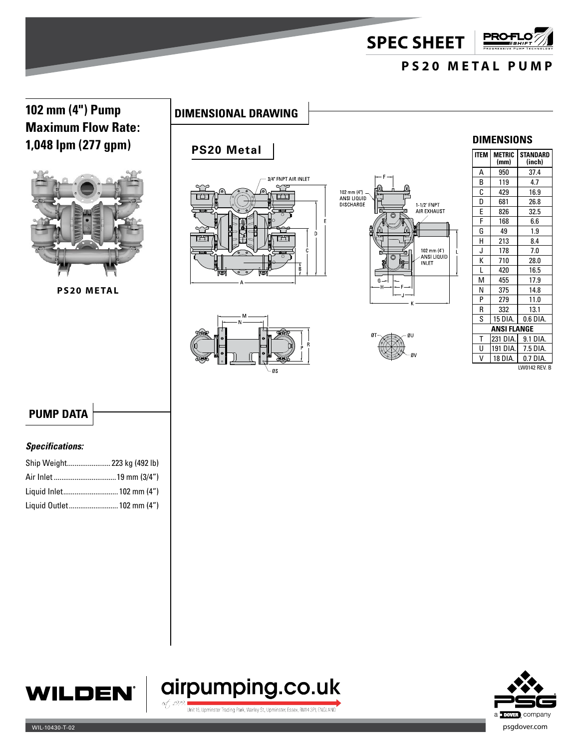# SPEC SHEET

## PS20 METAL PUMP

## 102 mm (4") Pump Maximum Flow Rate: 1,048 lpm (277 gpm)

**PS20 METAL**

## DIMENSIONAL DRAWING

### PS20 Metal

3/4" FNPT AIR INLET

102 mm (4") ANSI LIQUID DISCHARGE

1-1/2" FNPT AIR EXHAUST

102 mm (4") ANSI LIQUID INLET

### DIMENSIONS

| ITEM | METRIC (mm) | STANDARD (inch) |
|---|---|---|
| A | 950 | 37.4 |
| B | 119 | 4.7 |
| C | 429 | 16.9 |
| D | 681 | 26.8 |
| E | 826 | 32.5 |
| F | 168 | 6.6 |
| G | 49 | 1.9 |
| H | 213 | 8.4 |
| J | 178 | 7.0 |
| K | 710 | 28.0 |
| L | 420 | 16.5 |
| M | 455 | 17.9 |
| N | 375 | 14.8 |
| P | 279 | 11.0 |
| R | 332 | 13.1 |
| S | 15 DIA. | 0.6 DIA. |
| ANSI FLANGE | | |
| T | 231 DIA. | 9.1 DIA. |
| U | 191 DIA. | 7.5 DIA. |
| V | 18 DIA. | 0.7 DIA. |

LW0142 REV. B

## PUMP DATA

***Specifications:***

Ship Weight....................... 223 kg (492 lb)
Air Inlet................................. 19 mm (3/4")
Liquid Inlet............................. 102 mm (4")
Liquid Outlet.......................... 102 mm (4")

airpumping.co.uk

Unit 16, Upminster Trading Park, Warley St, Upminster, Essex, RM14 3PJ, ENGLAND

WIL-10430-T-02

psgdover.com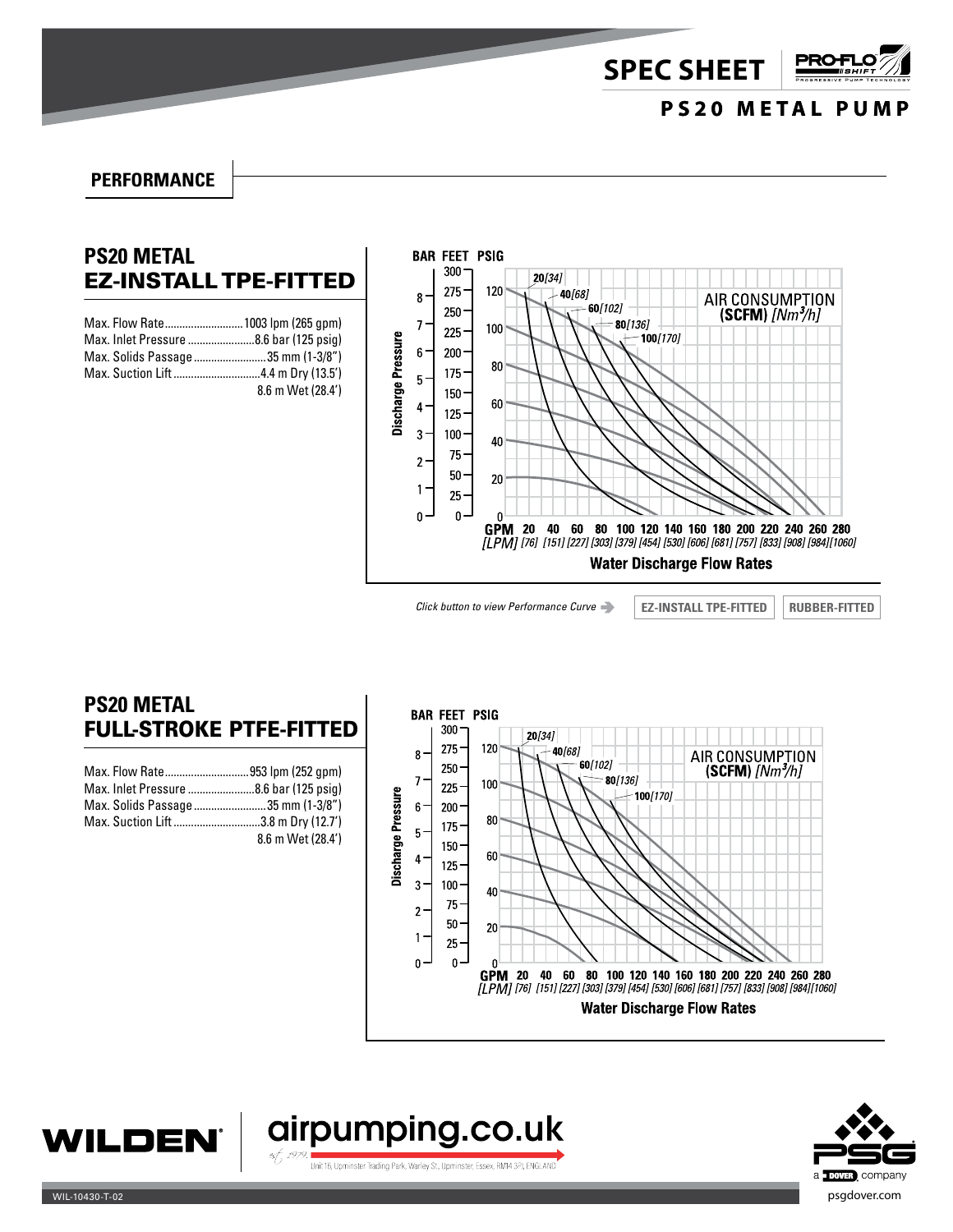## PERFORMANCE

### PS20 METAL EZ-INSTALL TPE-FITTED

Max. Flow Rate........................... 1003 lpm (265 gpm)
Max. Inlet Pressure ....................... 8.6 bar (125 psig)
Max. Solids Passage ......................... 35 mm (1-3/8")
Max. Suction Lift .............................. 4.4 m Dry (13.5')
8.6 m Wet (28.4')

BAR FEET PSIG
Discharge Pressure
BAR: 0 1 2 3 4 5 6 7 8
FEET: 0 25 50 75 100 125 150 175 200 225 250 275 300
PSIG: 0 20 40 60 80 100 120
AIR CONSUMPTION (SCFM) [Nm³/h]
20[34] 40[68] 60[102] 80[136] 100[170]
GPM 20 40 60 80 100 120 140 160 180 200 220 240 260 280
[LPM] [76] [151] [227] [303] [379] [454] [530] [606] [681] [757] [833] [908] [984] [1060]
Water Discharge Flow Rates

*Click button to view Performance Curve* EZ-INSTALL TPE-FITTED RUBBER-FITTED

### PS20 METAL FULL-STROKE PTFE-FITTED

Max. Flow Rate............................. 953 lpm (252 gpm)
Max. Inlet Pressure ....................... 8.6 bar (125 psig)
Max. Solids Passage ......................... 35 mm (1-3/8")
Max. Suction Lift .............................. 3.8 m Dry (12.7')
8.6 m Wet (28.4')

BAR FEET PSIG
Discharge Pressure
BAR: 0 1 2 3 4 5 6 7 8
FEET: 0 25 50 75 100 125 150 175 200 225 250 275 300
PSIG: 0 20 40 60 80 100 120
AIR CONSUMPTION (SCFM) [Nm³/h]
20[34] 40[68] 60[102] 80[136] 100[170]
GPM 20 40 60 80 100 120 140 160 180 200 220 240 260 280
[LPM] [76] [151] [227] [303] [379] [454] [530] [606] [681] [757] [833] [908] [984] [1060]
Water Discharge Flow Rates

airpumping.co.uk
Unit 16, Upminster Trading Park, Warley St., Upminster, Essex, RM14 3PJ, ENGLAND

WIL-10430-T-02